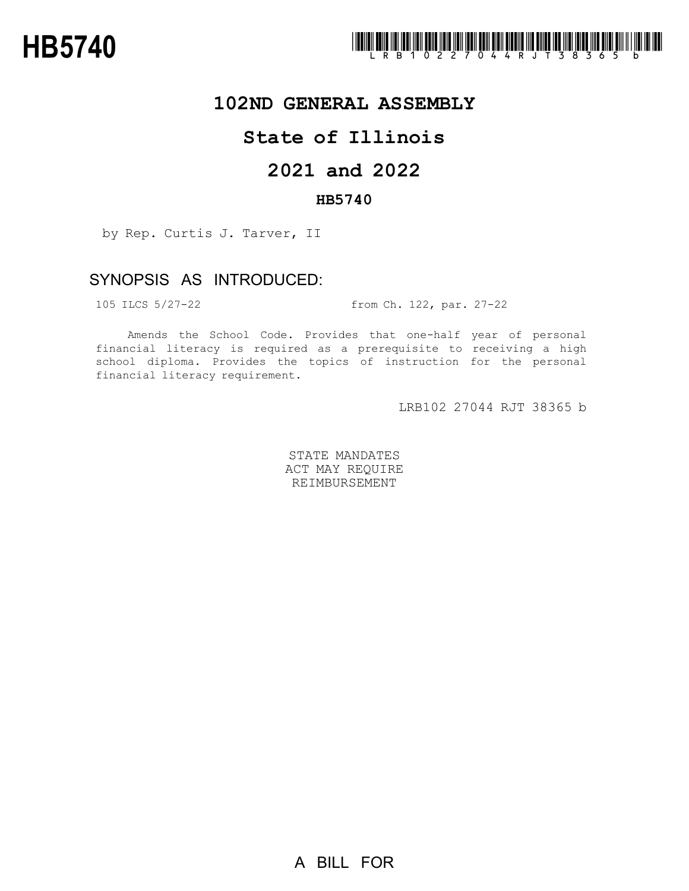**HB5740**

LRB102 27044 RJT 38365 b

# 102ND GENERAL ASSEMBLY

# State of Illinois

# 2021 and 2022

### HB5740

by Rep. Curtis J. Tarver, II

## SYNOPSIS AS INTRODUCED:

105 ILCS 5/27-22 from Ch. 122, par. 27-22

Amends the School Code. Provides that one-half year of personal financial literacy is required as a prerequisite to receiving a high school diploma. Provides the topics of instruction for the personal financial literacy requirement.

LRB102 27044 RJT 38365 b

STATE MANDATES
ACT MAY REQUIRE
REIMBURSEMENT

A BILL FOR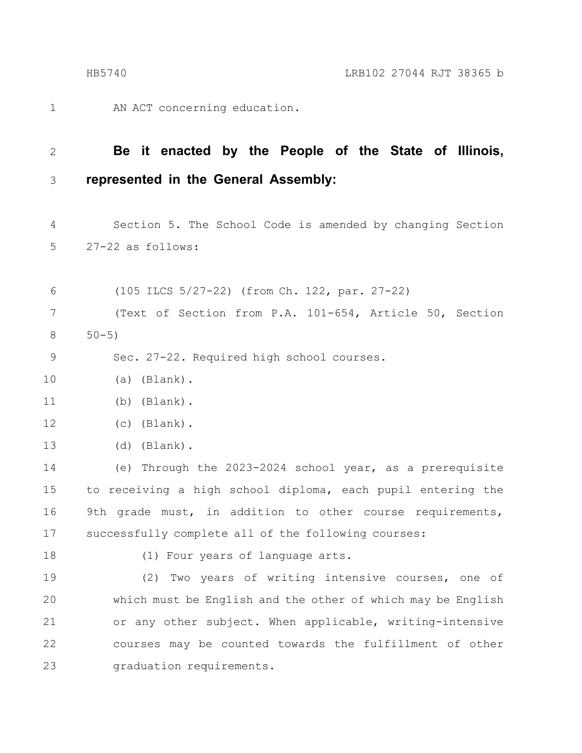AN ACT concerning education.

**Be it enacted by the People of the State of Illinois, represented in the General Assembly:**

Section 5. The School Code is amended by changing Section 27-22 as follows:

(105 ILCS 5/27-22) (from Ch. 122, par. 27-22)

(Text of Section from P.A. 101-654, Article 50, Section 50-5)

Sec. 27-22. Required high school courses.

(a) (Blank).

(b) (Blank).

(c) (Blank).

(d) (Blank).

(e) Through the 2023-2024 school year, as a prerequisite to receiving a high school diploma, each pupil entering the 9th grade must, in addition to other course requirements, successfully complete all of the following courses:

(1) Four years of language arts.

(2) Two years of writing intensive courses, one of which must be English and the other of which may be English or any other subject. When applicable, writing-intensive courses may be counted towards the fulfillment of other graduation requirements.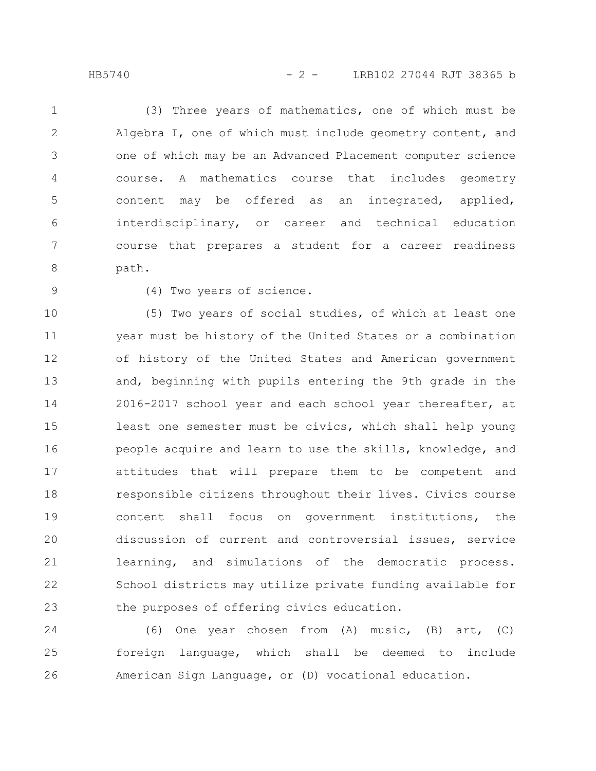(3) Three years of mathematics, one of which must be Algebra I, one of which must include geometry content, and one of which may be an Advanced Placement computer science course. A mathematics course that includes geometry content may be offered as an integrated, applied, interdisciplinary, or career and technical education course that prepares a student for a career readiness path.

(4) Two years of science.

(5) Two years of social studies, of which at least one year must be history of the United States or a combination of history of the United States and American government and, beginning with pupils entering the 9th grade in the 2016-2017 school year and each school year thereafter, at least one semester must be civics, which shall help young people acquire and learn to use the skills, knowledge, and attitudes that will prepare them to be competent and responsible citizens throughout their lives. Civics course content shall focus on government institutions, the discussion of current and controversial issues, service learning, and simulations of the democratic process. School districts may utilize private funding available for the purposes of offering civics education.

(6) One year chosen from (A) music, (B) art, (C) foreign language, which shall be deemed to include American Sign Language, or (D) vocational education.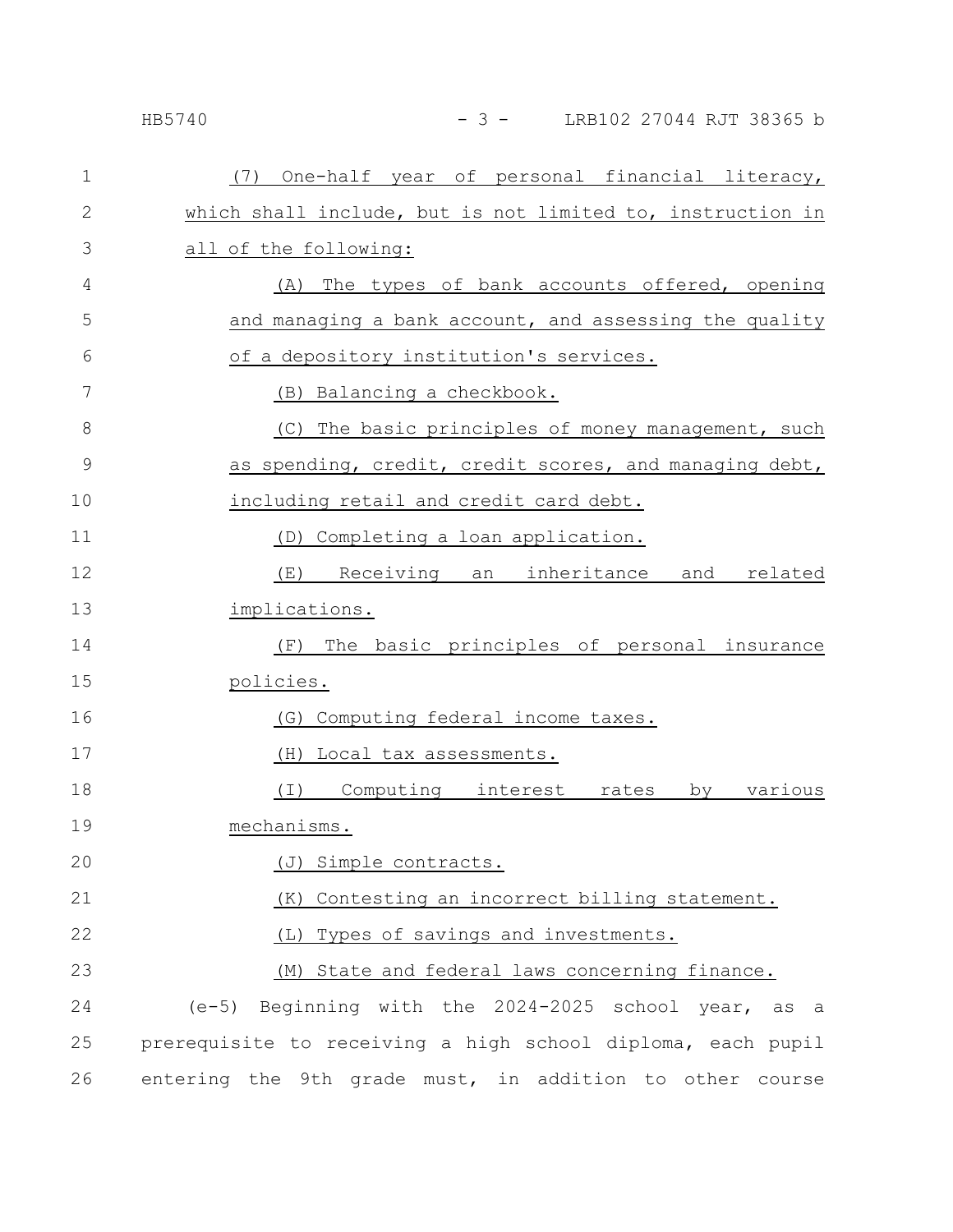(7) One-half year of personal financial literacy, which shall include, but is not limited to, instruction in all of the following:

(A) The types of bank accounts offered, opening and managing a bank account, and assessing the quality of a depository institution's services.

(B) Balancing a checkbook.

(C) The basic principles of money management, such as spending, credit, credit scores, and managing debt, including retail and credit card debt.

(D) Completing a loan application.

(E) Receiving an inheritance and related implications.

(F) The basic principles of personal insurance policies.

(G) Computing federal income taxes.

(H) Local tax assessments.

(I) Computing interest rates by various mechanisms.

(J) Simple contracts.

(K) Contesting an incorrect billing statement.

(L) Types of savings and investments.

(M) State and federal laws concerning finance.

(e-5) Beginning with the 2024-2025 school year, as a prerequisite to receiving a high school diploma, each pupil entering the 9th grade must, in addition to other course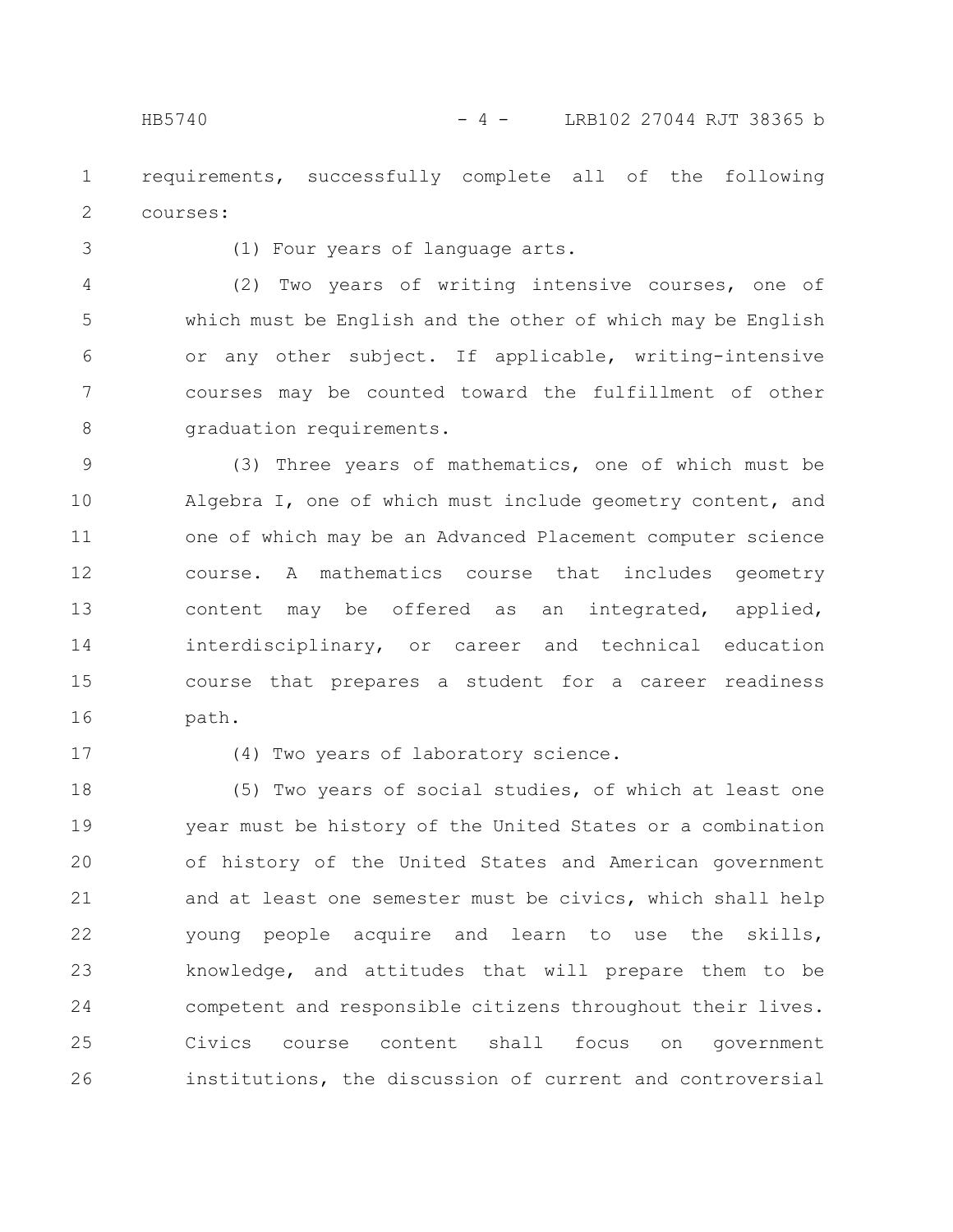requirements, successfully complete all of the following courses:

(1) Four years of language arts.

(2) Two years of writing intensive courses, one of which must be English and the other of which may be English or any other subject. If applicable, writing-intensive courses may be counted toward the fulfillment of other graduation requirements.

(3) Three years of mathematics, one of which must be Algebra I, one of which must include geometry content, and one of which may be an Advanced Placement computer science course. A mathematics course that includes geometry content may be offered as an integrated, applied, interdisciplinary, or career and technical education course that prepares a student for a career readiness path.

(4) Two years of laboratory science.

(5) Two years of social studies, of which at least one year must be history of the United States or a combination of history of the United States and American government and at least one semester must be civics, which shall help young people acquire and learn to use the skills, knowledge, and attitudes that will prepare them to be competent and responsible citizens throughout their lives. Civics course content shall focus on government institutions, the discussion of current and controversial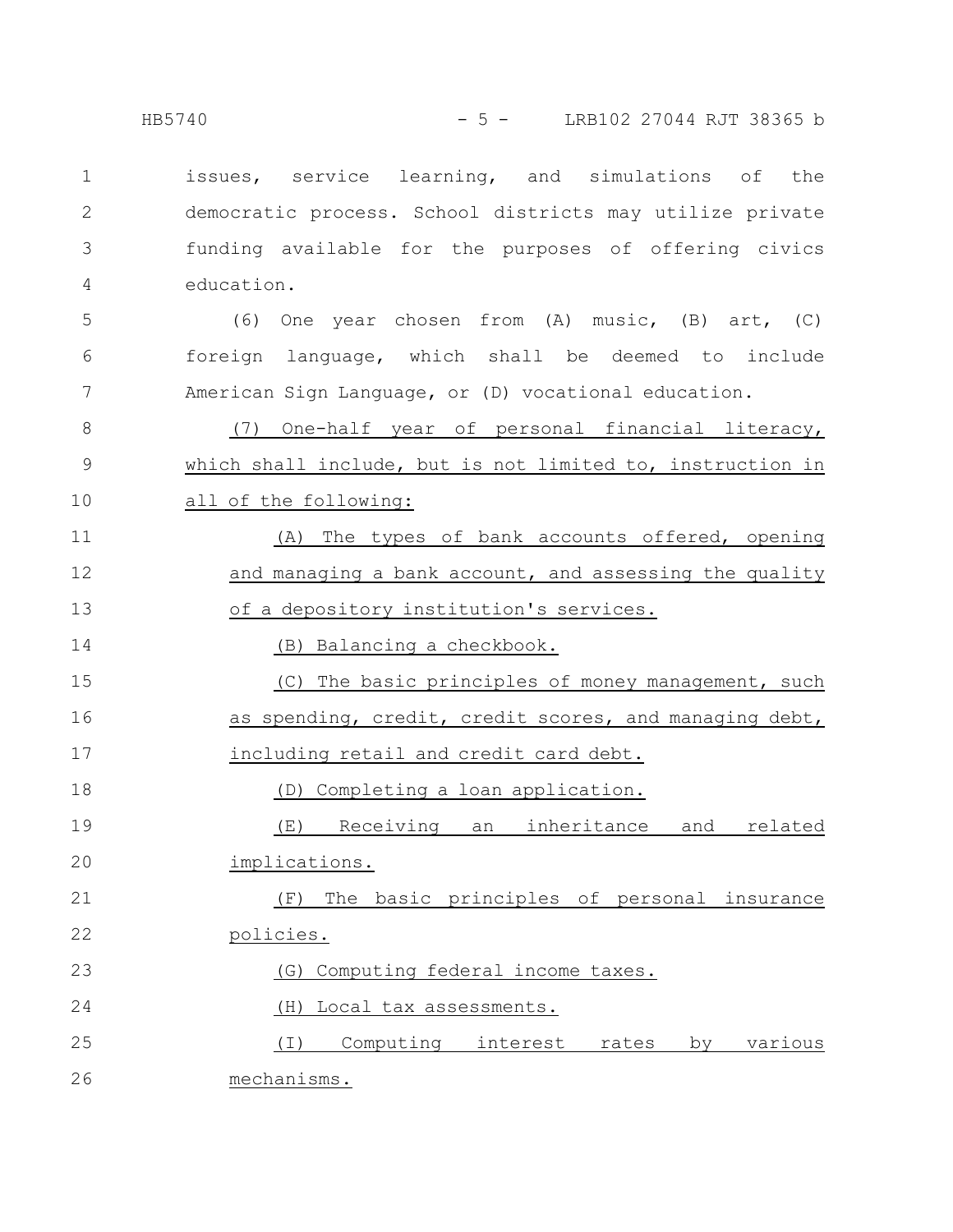issues, service learning, and simulations of the democratic process. School districts may utilize private funding available for the purposes of offering civics education.

(6) One year chosen from (A) music, (B) art, (C) foreign language, which shall be deemed to include American Sign Language, or (D) vocational education.

(7) One-half year of personal financial literacy, which shall include, but is not limited to, instruction in all of the following:

(A) The types of bank accounts offered, opening and managing a bank account, and assessing the quality of a depository institution's services.

(B) Balancing a checkbook.

(C) The basic principles of money management, such as spending, credit, credit scores, and managing debt, including retail and credit card debt.

(D) Completing a loan application.

(E) Receiving an inheritance and related implications.

(F) The basic principles of personal insurance policies.

(G) Computing federal income taxes.

(H) Local tax assessments.

(I) Computing interest rates by various mechanisms.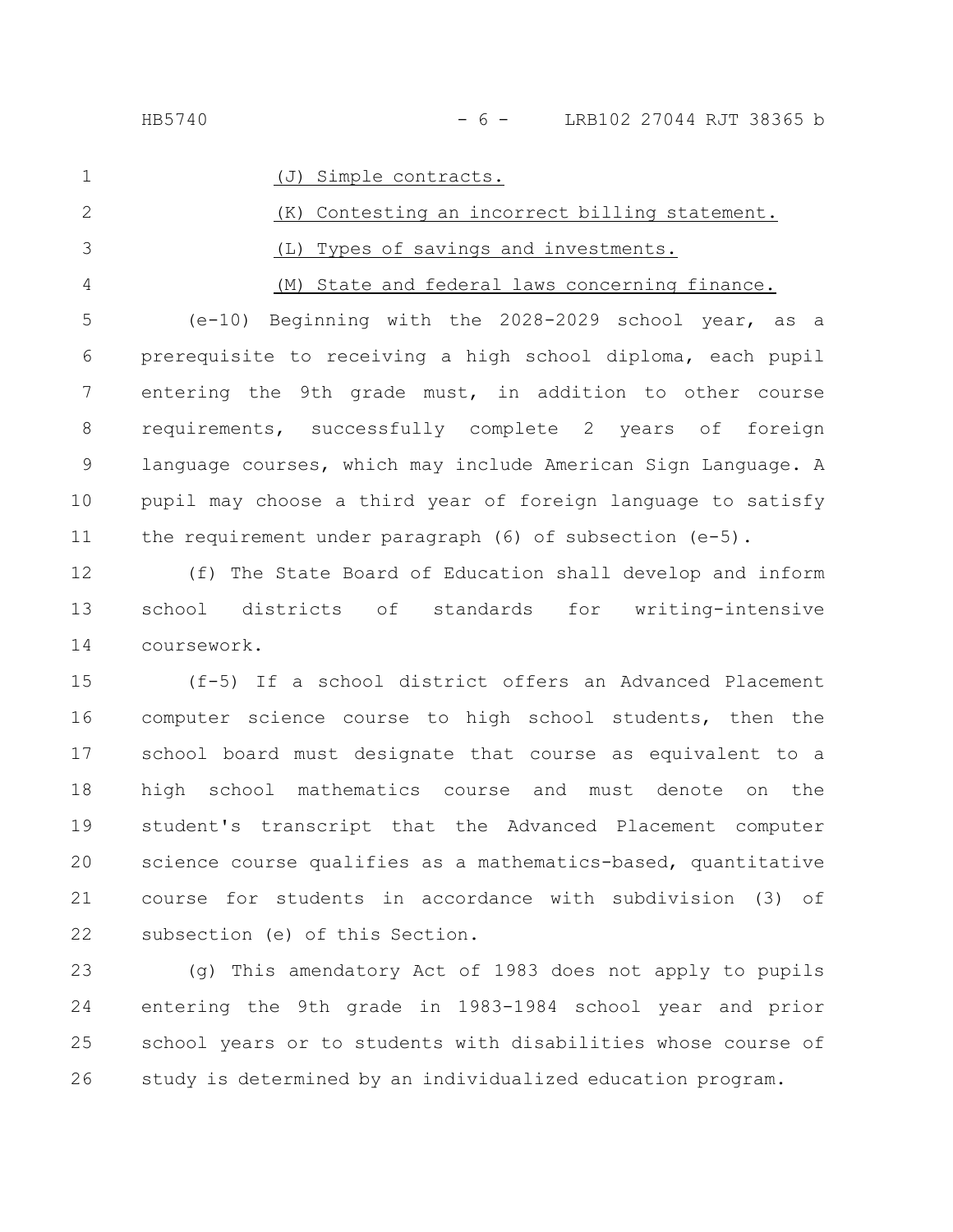(J) Simple contracts.

(K) Contesting an incorrect billing statement.

(L) Types of savings and investments.

(M) State and federal laws concerning finance.

(e-10) Beginning with the 2028-2029 school year, as a prerequisite to receiving a high school diploma, each pupil entering the 9th grade must, in addition to other course requirements, successfully complete 2 years of foreign language courses, which may include American Sign Language. A pupil may choose a third year of foreign language to satisfy the requirement under paragraph (6) of subsection (e-5).

(f) The State Board of Education shall develop and inform school districts of standards for writing-intensive coursework.

(f-5) If a school district offers an Advanced Placement computer science course to high school students, then the school board must designate that course as equivalent to a high school mathematics course and must denote on the student's transcript that the Advanced Placement computer science course qualifies as a mathematics-based, quantitative course for students in accordance with subdivision (3) of subsection (e) of this Section.

(g) This amendatory Act of 1983 does not apply to pupils entering the 9th grade in 1983-1984 school year and prior school years or to students with disabilities whose course of study is determined by an individualized education program.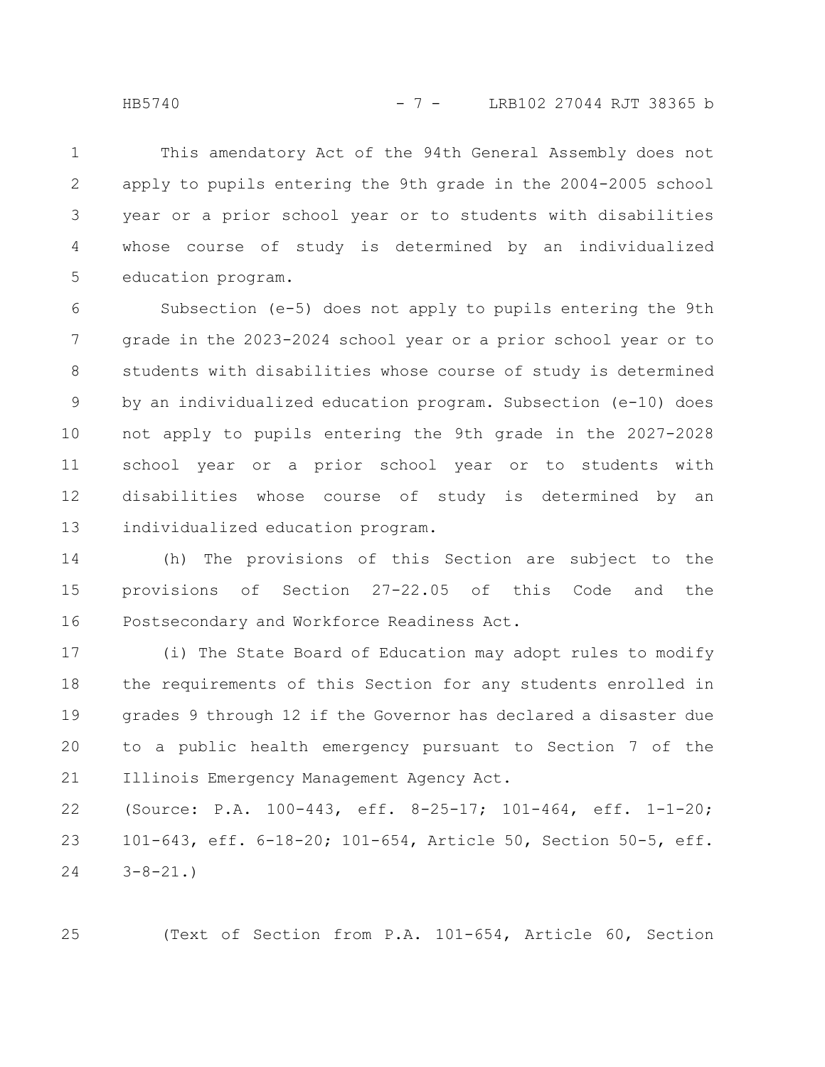This amendatory Act of the 94th General Assembly does not apply to pupils entering the 9th grade in the 2004-2005 school year or a prior school year or to students with disabilities whose course of study is determined by an individualized education program.

Subsection (e-5) does not apply to pupils entering the 9th grade in the 2023-2024 school year or a prior school year or to students with disabilities whose course of study is determined by an individualized education program. Subsection (e-10) does not apply to pupils entering the 9th grade in the 2027-2028 school year or a prior school year or to students with disabilities whose course of study is determined by an individualized education program.

(h) The provisions of this Section are subject to the provisions of Section 27-22.05 of this Code and the Postsecondary and Workforce Readiness Act.

(i) The State Board of Education may adopt rules to modify the requirements of this Section for any students enrolled in grades 9 through 12 if the Governor has declared a disaster due to a public health emergency pursuant to Section 7 of the Illinois Emergency Management Agency Act.

(Source: P.A. 100-443, eff. 8-25-17; 101-464, eff. 1-1-20; 101-643, eff. 6-18-20; 101-654, Article 50, Section 50-5, eff. 3-8-21.)

(Text of Section from P.A. 101-654, Article 60, Section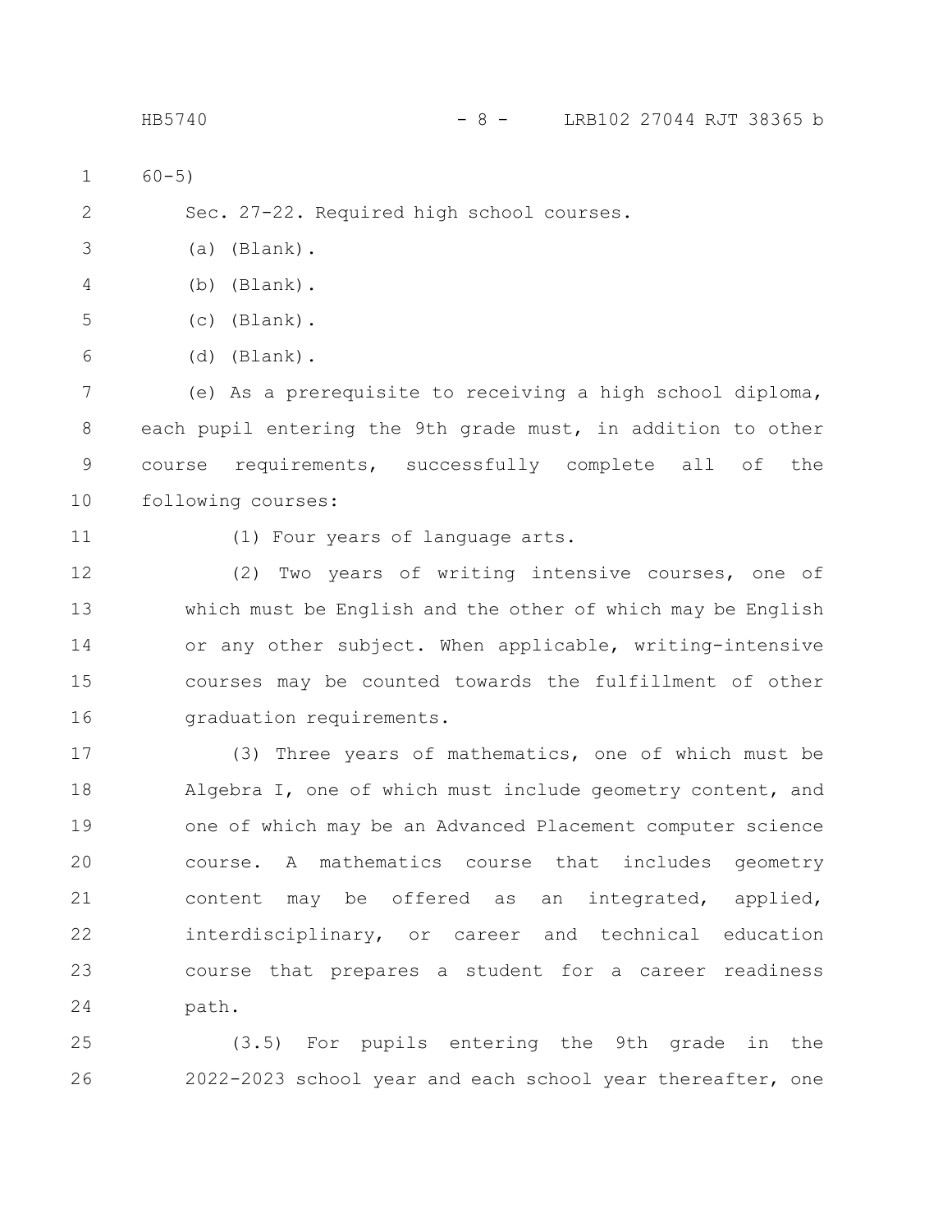60-5)

Sec. 27-22. Required high school courses.

(a) (Blank).

(b) (Blank).

(c) (Blank).

(d) (Blank).

(e) As a prerequisite to receiving a high school diploma, each pupil entering the 9th grade must, in addition to other course requirements, successfully complete all of the following courses:

(1) Four years of language arts.

(2) Two years of writing intensive courses, one of which must be English and the other of which may be English or any other subject. When applicable, writing-intensive courses may be counted towards the fulfillment of other graduation requirements.

(3) Three years of mathematics, one of which must be Algebra I, one of which must include geometry content, and one of which may be an Advanced Placement computer science course. A mathematics course that includes geometry content may be offered as an integrated, applied, interdisciplinary, or career and technical education course that prepares a student for a career readiness path.

(3.5) For pupils entering the 9th grade in the 2022-2023 school year and each school year thereafter, one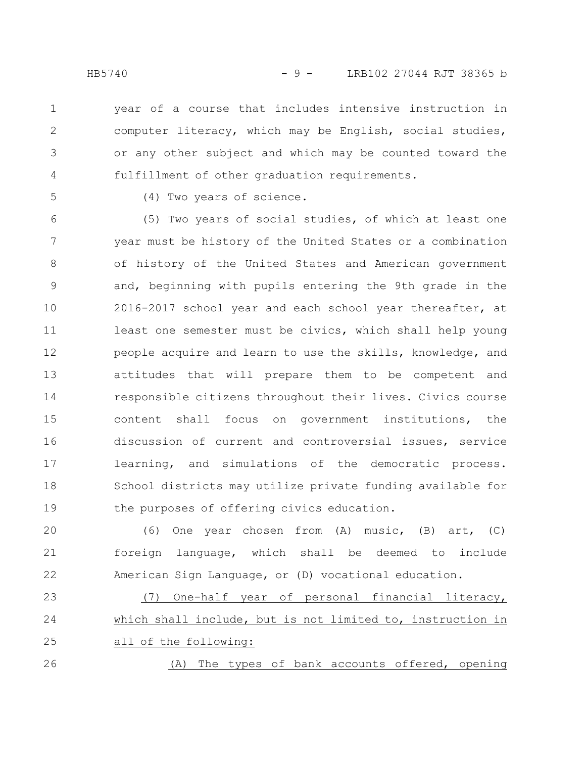year of a course that includes intensive instruction in computer literacy, which may be English, social studies, or any other subject and which may be counted toward the fulfillment of other graduation requirements.

(4) Two years of science.

(5) Two years of social studies, of which at least one year must be history of the United States or a combination of history of the United States and American government and, beginning with pupils entering the 9th grade in the 2016-2017 school year and each school year thereafter, at least one semester must be civics, which shall help young people acquire and learn to use the skills, knowledge, and attitudes that will prepare them to be competent and responsible citizens throughout their lives. Civics course content shall focus on government institutions, the discussion of current and controversial issues, service learning, and simulations of the democratic process. School districts may utilize private funding available for the purposes of offering civics education.

(6) One year chosen from (A) music, (B) art, (C) foreign language, which shall be deemed to include American Sign Language, or (D) vocational education.

<u>(7) One-half year of personal financial literacy, which shall include, but is not limited to, instruction in all of the following:</u>

<u>(A) The types of bank accounts offered, opening</u>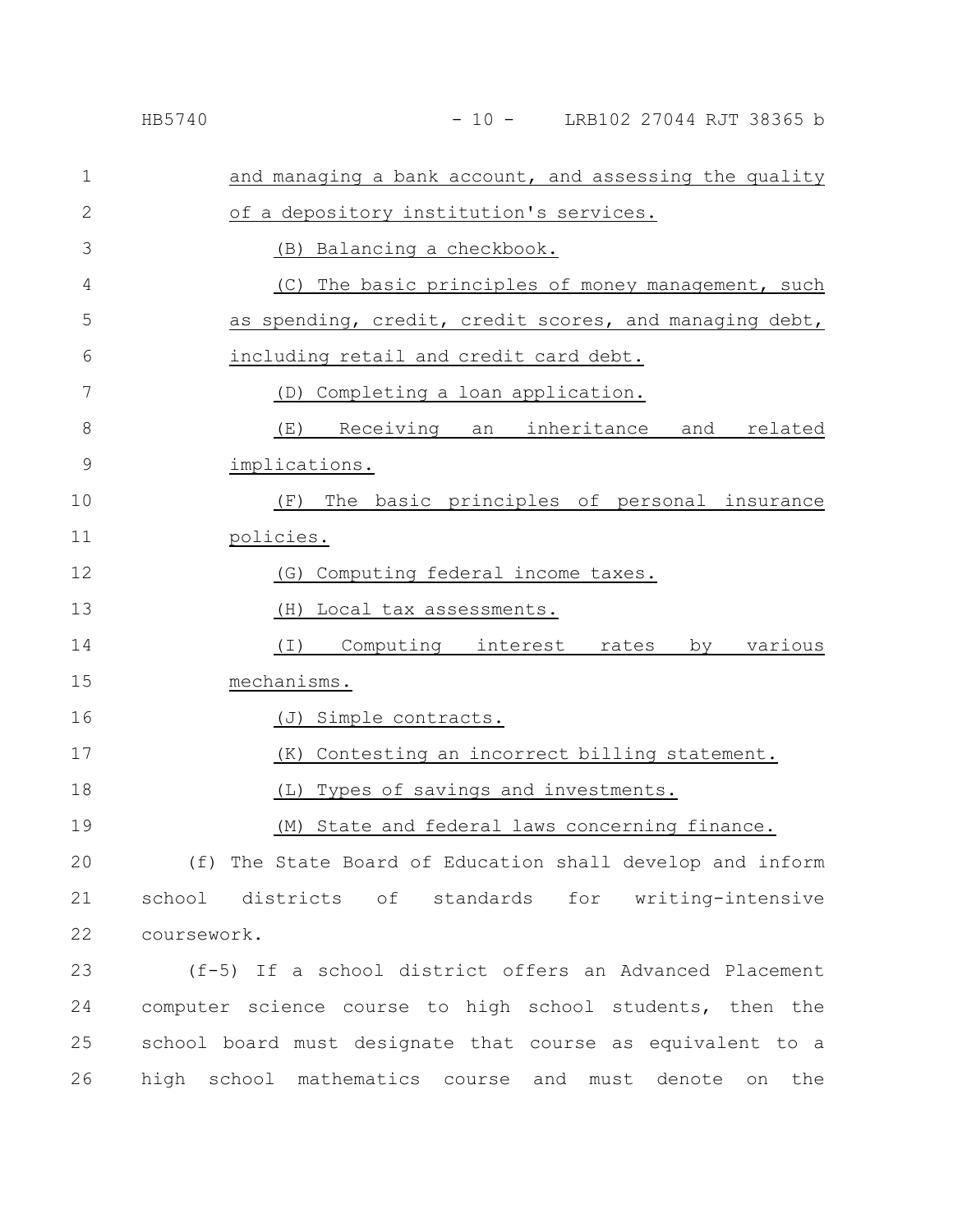and managing a bank account, and assessing the quality of a depository institution's services.

(B) Balancing a checkbook.

(C) The basic principles of money management, such as spending, credit, credit scores, and managing debt, including retail and credit card debt.

(D) Completing a loan application.

(E) Receiving an inheritance and related implications.

(F) The basic principles of personal insurance policies.

(G) Computing federal income taxes.

(H) Local tax assessments.

(I) Computing interest rates by various mechanisms.

(J) Simple contracts.

(K) Contesting an incorrect billing statement.

(L) Types of savings and investments.

(M) State and federal laws concerning finance.

(f) The State Board of Education shall develop and inform school districts of standards for writing-intensive coursework.

(f-5) If a school district offers an Advanced Placement computer science course to high school students, then the school board must designate that course as equivalent to a high school mathematics course and must denote on the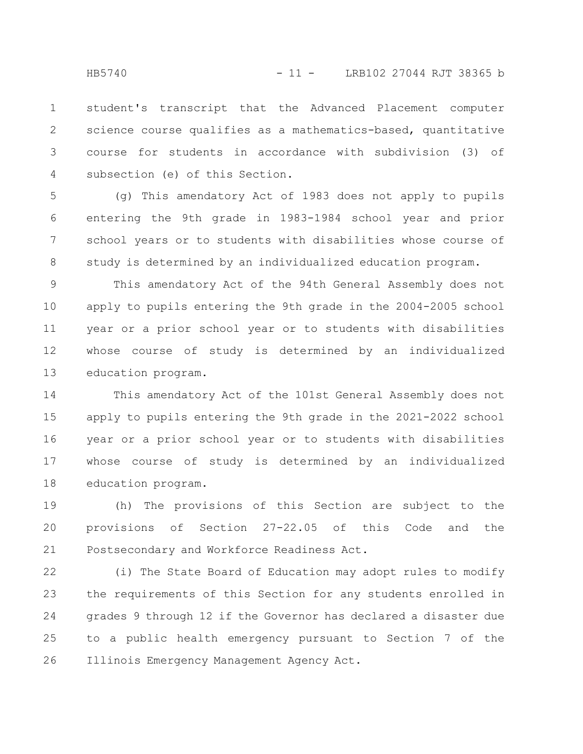student's transcript that the Advanced Placement computer science course qualifies as a mathematics-based, quantitative course for students in accordance with subdivision (3) of subsection (e) of this Section.

(g) This amendatory Act of 1983 does not apply to pupils entering the 9th grade in 1983-1984 school year and prior school years or to students with disabilities whose course of study is determined by an individualized education program.

This amendatory Act of the 94th General Assembly does not apply to pupils entering the 9th grade in the 2004-2005 school year or a prior school year or to students with disabilities whose course of study is determined by an individualized education program.

This amendatory Act of the 101st General Assembly does not apply to pupils entering the 9th grade in the 2021-2022 school year or a prior school year or to students with disabilities whose course of study is determined by an individualized education program.

(h) The provisions of this Section are subject to the provisions of Section 27-22.05 of this Code and the Postsecondary and Workforce Readiness Act.

(i) The State Board of Education may adopt rules to modify the requirements of this Section for any students enrolled in grades 9 through 12 if the Governor has declared a disaster due to a public health emergency pursuant to Section 7 of the Illinois Emergency Management Agency Act.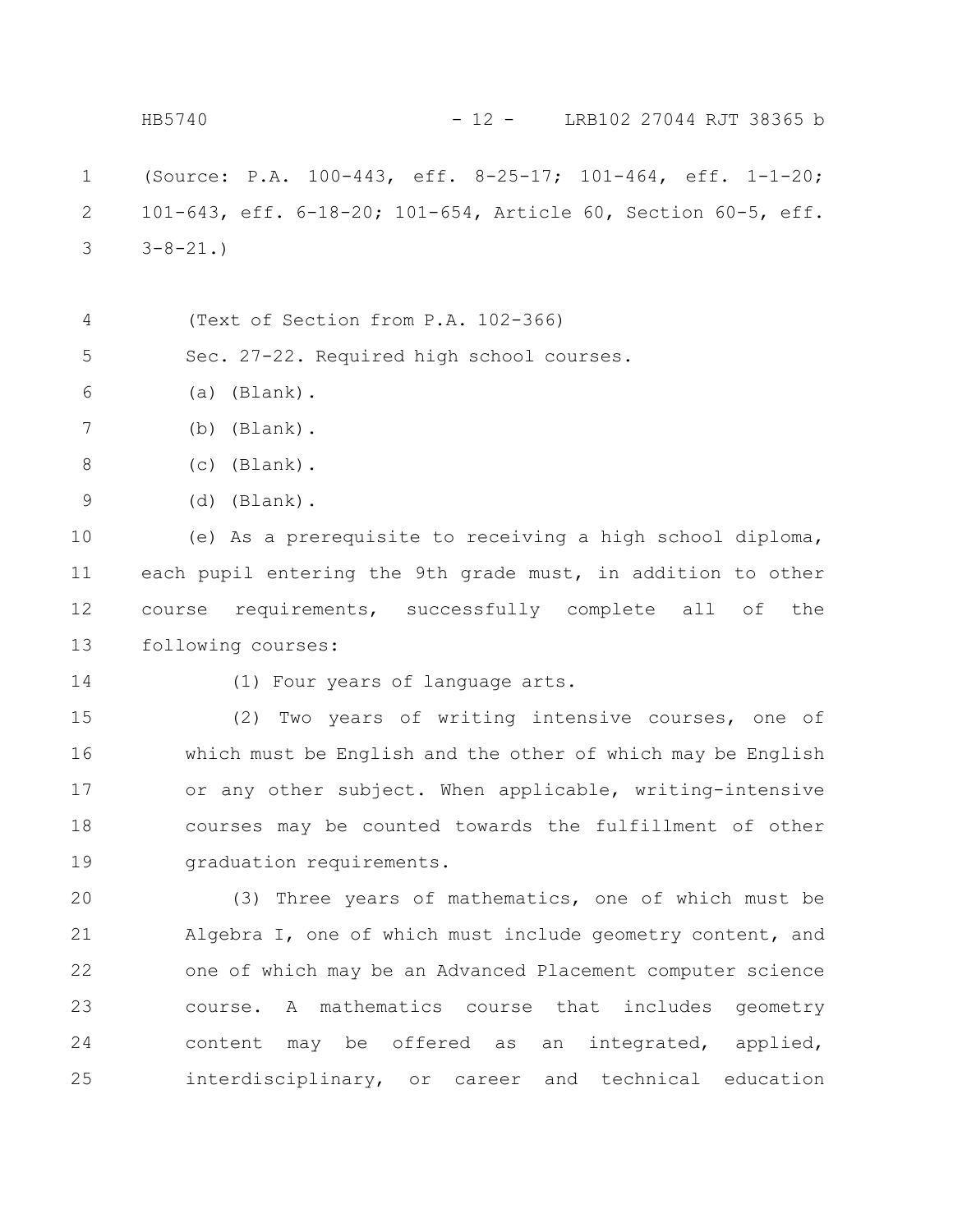(Source: P.A. 100-443, eff. 8-25-17; 101-464, eff. 1-1-20; 101-643, eff. 6-18-20; 101-654, Article 60, Section 60-5, eff. 3-8-21.)

(Text of Section from P.A. 102-366)

Sec. 27-22. Required high school courses.

(a) (Blank).

(b) (Blank).

(c) (Blank).

(d) (Blank).

(e) As a prerequisite to receiving a high school diploma, each pupil entering the 9th grade must, in addition to other course requirements, successfully complete all of the following courses:

(1) Four years of language arts.

(2) Two years of writing intensive courses, one of which must be English and the other of which may be English or any other subject. When applicable, writing-intensive courses may be counted towards the fulfillment of other graduation requirements.

(3) Three years of mathematics, one of which must be Algebra I, one of which must include geometry content, and one of which may be an Advanced Placement computer science course. A mathematics course that includes geometry content may be offered as an integrated, applied, interdisciplinary, or career and technical education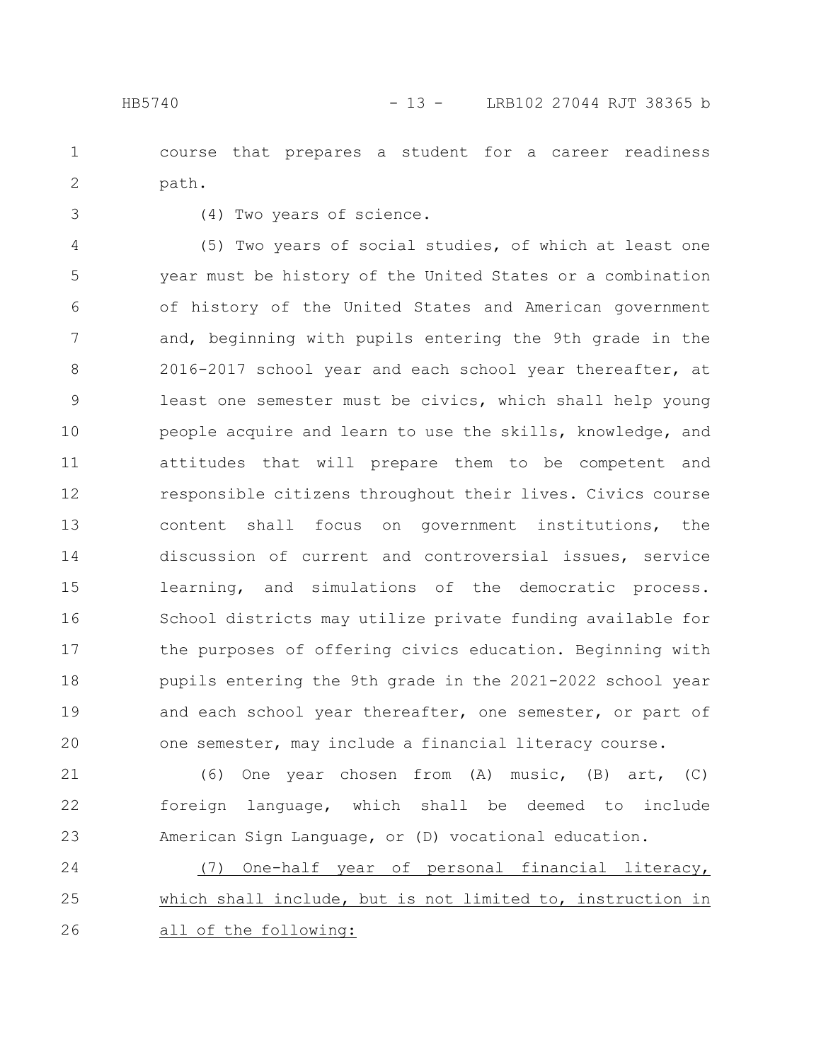course that prepares a student for a career readiness path.

(4) Two years of science.

(5) Two years of social studies, of which at least one year must be history of the United States or a combination of history of the United States and American government and, beginning with pupils entering the 9th grade in the 2016-2017 school year and each school year thereafter, at least one semester must be civics, which shall help young people acquire and learn to use the skills, knowledge, and attitudes that will prepare them to be competent and responsible citizens throughout their lives. Civics course content shall focus on government institutions, the discussion of current and controversial issues, service learning, and simulations of the democratic process. School districts may utilize private funding available for the purposes of offering civics education. Beginning with pupils entering the 9th grade in the 2021-2022 school year and each school year thereafter, one semester, or part of one semester, may include a financial literacy course.

(6) One year chosen from (A) music, (B) art, (C) foreign language, which shall be deemed to include American Sign Language, or (D) vocational education.

<u>(7) One-half year of personal financial literacy, which shall include, but is not limited to, instruction in all of the following:</u>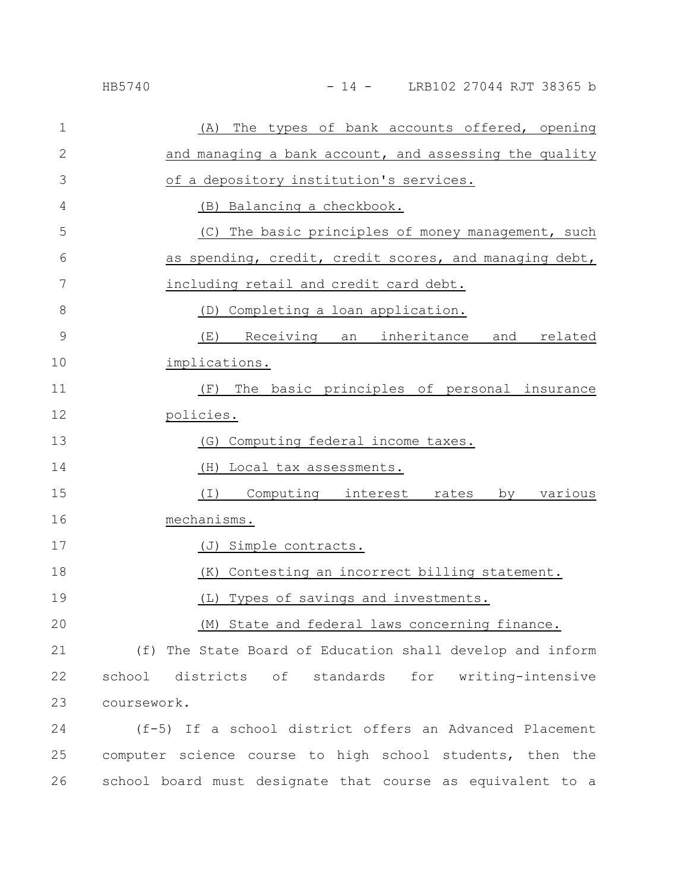(A) The types of bank accounts offered, opening and managing a bank account, and assessing the quality of a depository institution's services.

(B) Balancing a checkbook.

(C) The basic principles of money management, such as spending, credit, credit scores, and managing debt, including retail and credit card debt.

(D) Completing a loan application.

(E) Receiving an inheritance and related implications.

(F) The basic principles of personal insurance policies.

(G) Computing federal income taxes.

(H) Local tax assessments.

(I) Computing interest rates by various mechanisms.

(J) Simple contracts.

(K) Contesting an incorrect billing statement.

(L) Types of savings and investments.

(M) State and federal laws concerning finance.

(f) The State Board of Education shall develop and inform school districts of standards for writing-intensive coursework.

(f-5) If a school district offers an Advanced Placement computer science course to high school students, then the school board must designate that course as equivalent to a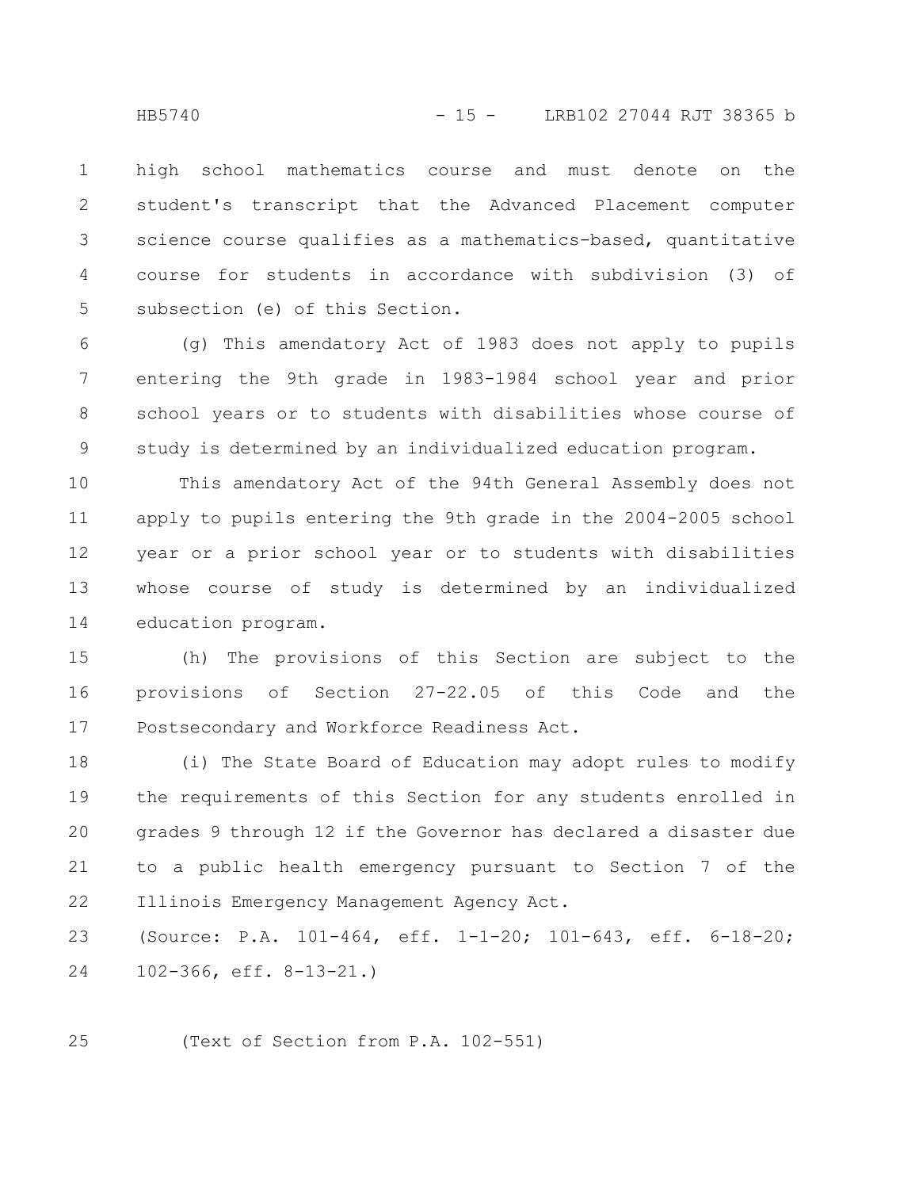high school mathematics course and must denote on the student's transcript that the Advanced Placement computer science course qualifies as a mathematics-based, quantitative course for students in accordance with subdivision (3) of subsection (e) of this Section.

(g) This amendatory Act of 1983 does not apply to pupils entering the 9th grade in 1983-1984 school year and prior school years or to students with disabilities whose course of study is determined by an individualized education program.

This amendatory Act of the 94th General Assembly does not apply to pupils entering the 9th grade in the 2004-2005 school year or a prior school year or to students with disabilities whose course of study is determined by an individualized education program.

(h) The provisions of this Section are subject to the provisions of Section 27-22.05 of this Code and the Postsecondary and Workforce Readiness Act.

(i) The State Board of Education may adopt rules to modify the requirements of this Section for any students enrolled in grades 9 through 12 if the Governor has declared a disaster due to a public health emergency pursuant to Section 7 of the Illinois Emergency Management Agency Act.

(Source: P.A. 101-464, eff. 1-1-20; 101-643, eff. 6-18-20; 102-366, eff. 8-13-21.)

(Text of Section from P.A. 102-551)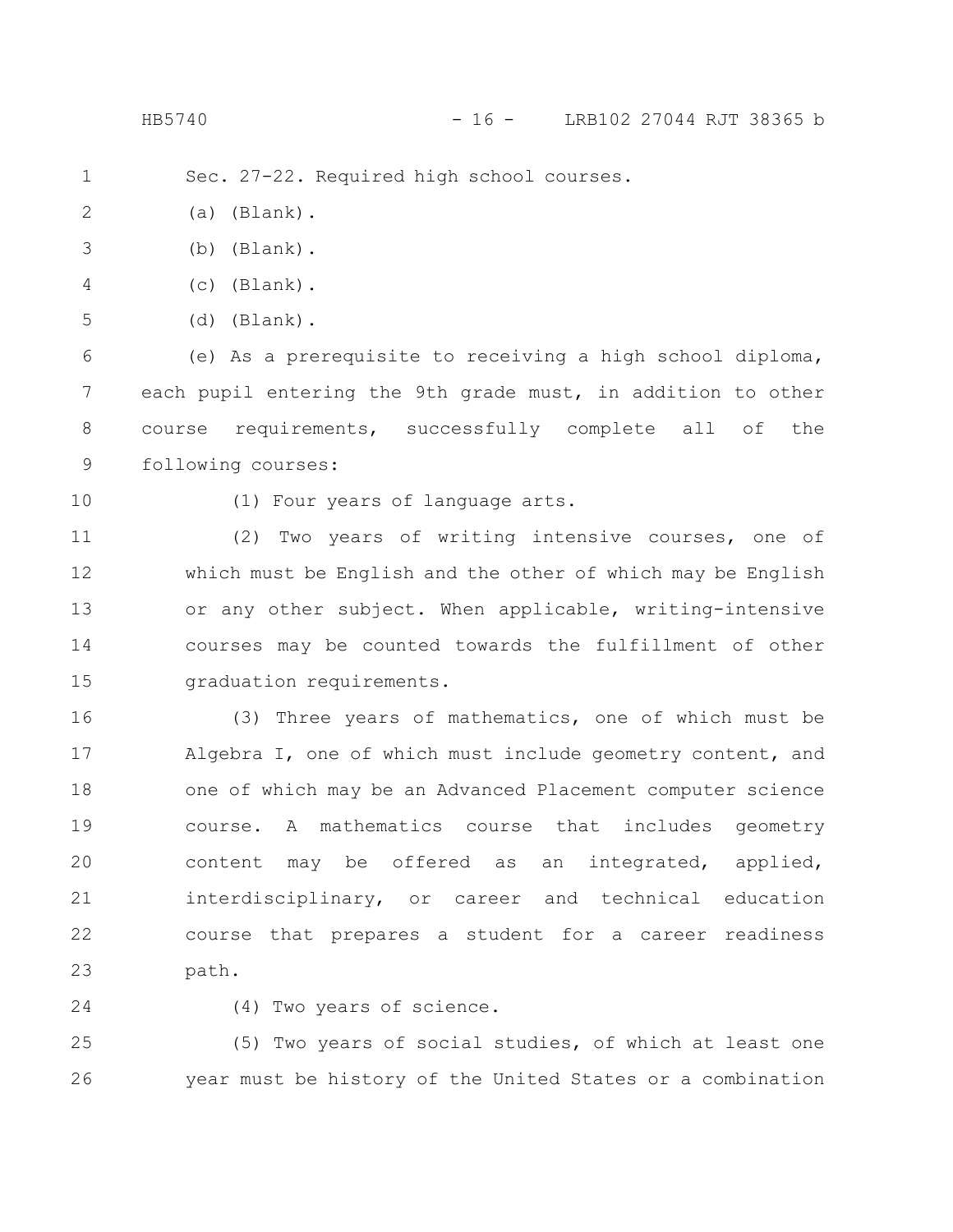Sec. 27-22. Required high school courses.

(a) (Blank).

(b) (Blank).

(c) (Blank).

(d) (Blank).

(e) As a prerequisite to receiving a high school diploma, each pupil entering the 9th grade must, in addition to other course requirements, successfully complete all of the following courses:

(1) Four years of language arts.

(2) Two years of writing intensive courses, one of which must be English and the other of which may be English or any other subject. When applicable, writing-intensive courses may be counted towards the fulfillment of other graduation requirements.

(3) Three years of mathematics, one of which must be Algebra I, one of which must include geometry content, and one of which may be an Advanced Placement computer science course. A mathematics course that includes geometry content may be offered as an integrated, applied, interdisciplinary, or career and technical education course that prepares a student for a career readiness path.

(4) Two years of science.

(5) Two years of social studies, of which at least one year must be history of the United States or a combination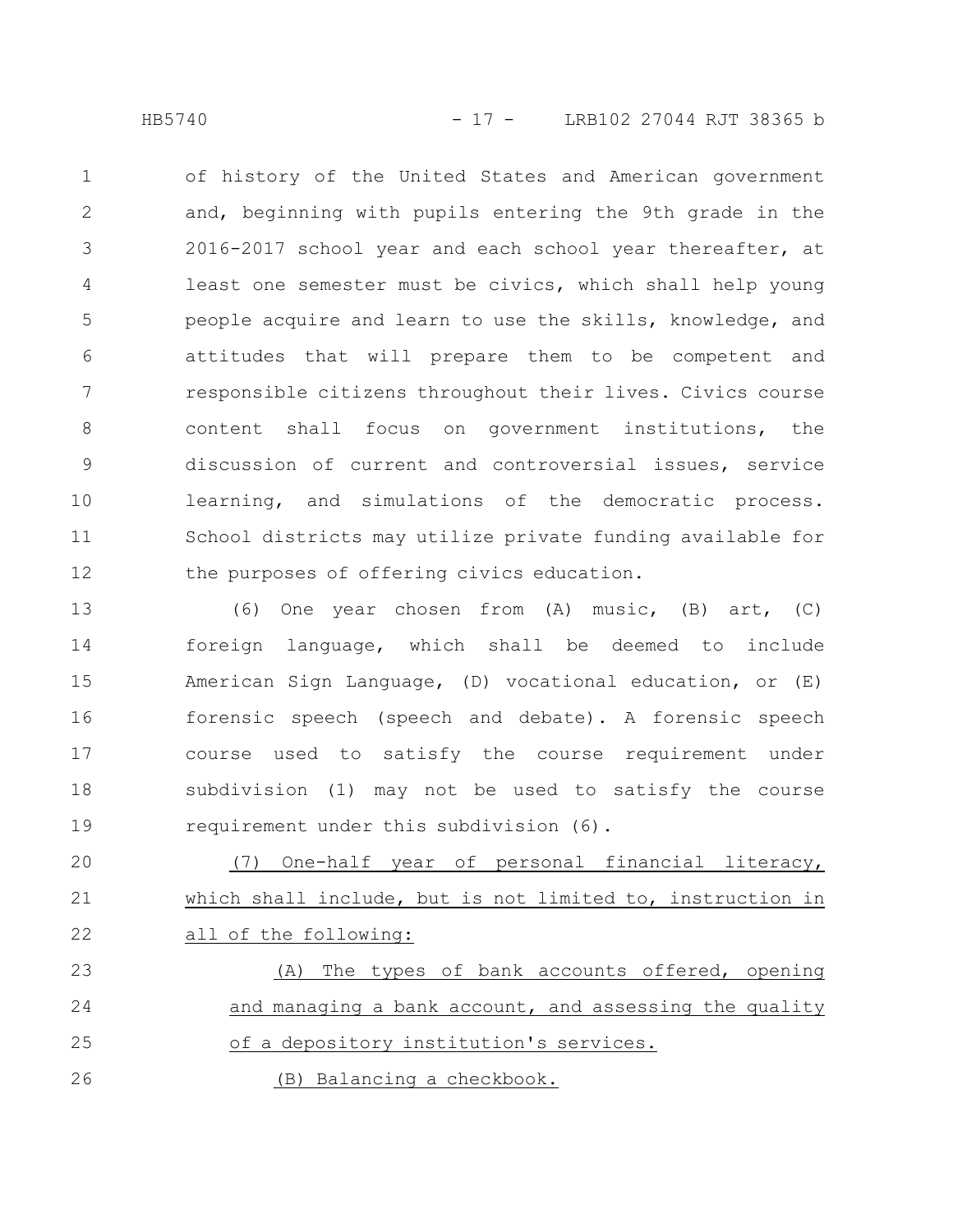of history of the United States and American government and, beginning with pupils entering the 9th grade in the 2016-2017 school year and each school year thereafter, at least one semester must be civics, which shall help young people acquire and learn to use the skills, knowledge, and attitudes that will prepare them to be competent and responsible citizens throughout their lives. Civics course content shall focus on government institutions, the discussion of current and controversial issues, service learning, and simulations of the democratic process. School districts may utilize private funding available for the purposes of offering civics education.

(6) One year chosen from (A) music, (B) art, (C) foreign language, which shall be deemed to include American Sign Language, (D) vocational education, or (E) forensic speech (speech and debate). A forensic speech course used to satisfy the course requirement under subdivision (1) may not be used to satisfy the course requirement under this subdivision (6).

<u>(7) One-half year of personal financial literacy, which shall include, but is not limited to, instruction in all of the following:</u>

<u>(A) The types of bank accounts offered, opening and managing a bank account, and assessing the quality of a depository institution's services.</u>

<u>(B) Balancing a checkbook.</u>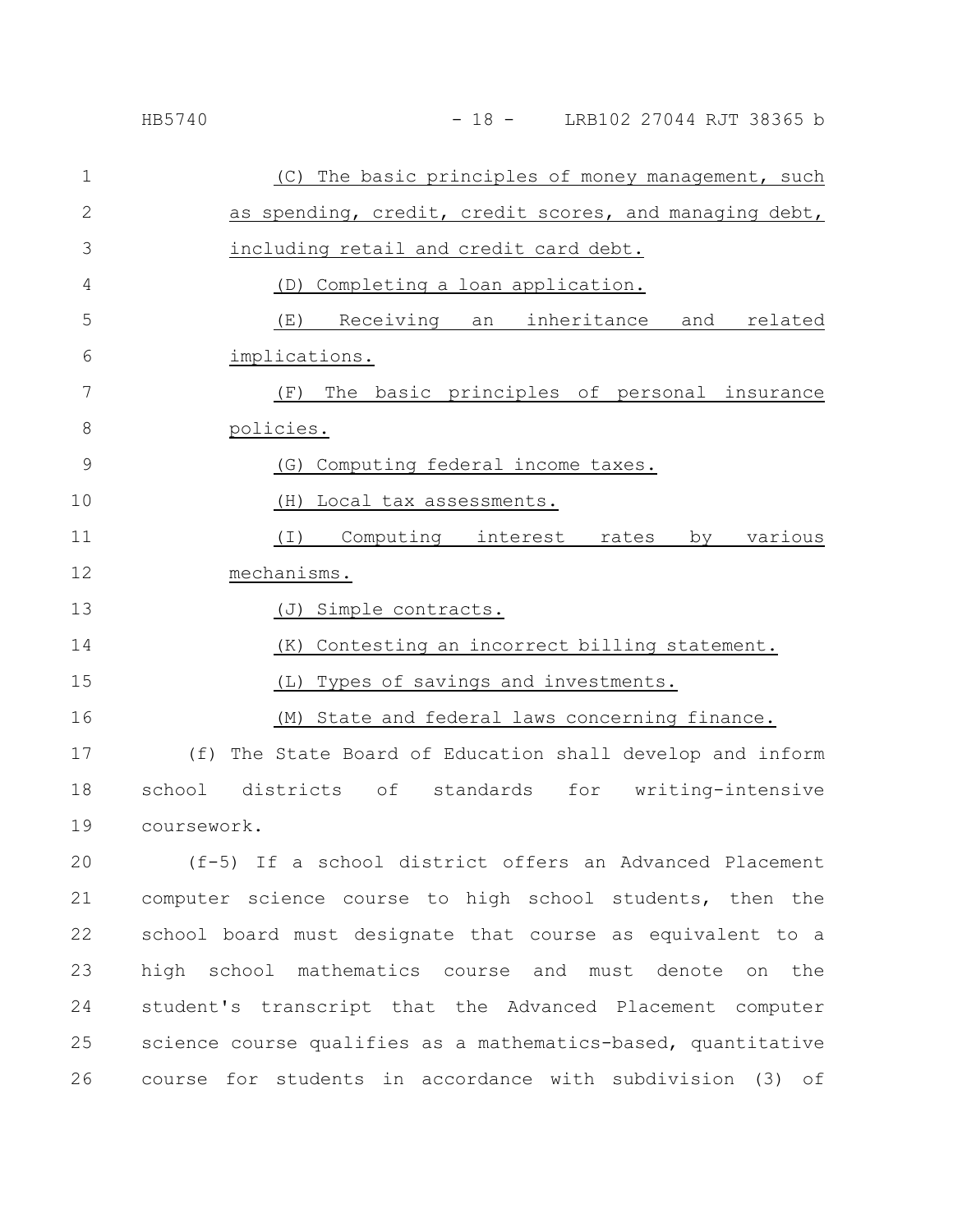(C) The basic principles of money management, such as spending, credit, credit scores, and managing debt, including retail and credit card debt.

(D) Completing a loan application.

(E) Receiving an inheritance and related implications.

(F) The basic principles of personal insurance policies.

(G) Computing federal income taxes.

(H) Local tax assessments.

(I) Computing interest rates by various mechanisms.

(J) Simple contracts.

(K) Contesting an incorrect billing statement.

(L) Types of savings and investments.

(M) State and federal laws concerning finance.

(f) The State Board of Education shall develop and inform school districts of standards for writing-intensive coursework.

(f-5) If a school district offers an Advanced Placement computer science course to high school students, then the school board must designate that course as equivalent to a high school mathematics course and must denote on the student's transcript that the Advanced Placement computer science course qualifies as a mathematics-based, quantitative course for students in accordance with subdivision (3) of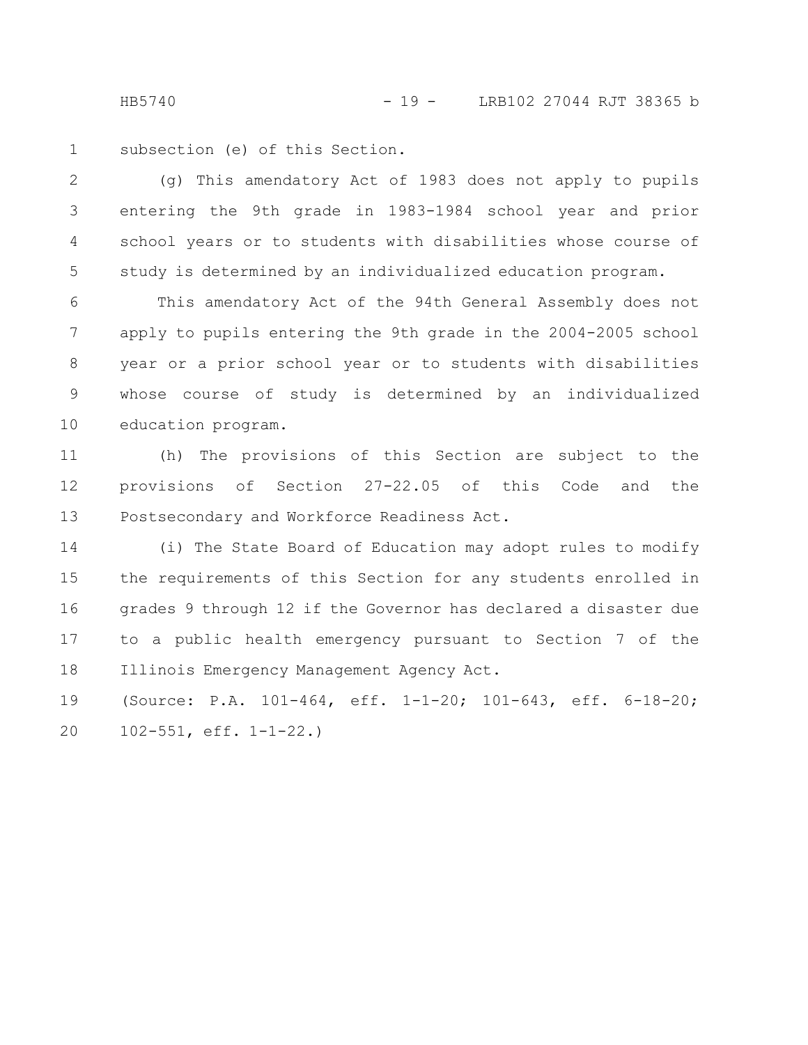subsection (e) of this Section.

(g) This amendatory Act of 1983 does not apply to pupils entering the 9th grade in 1983-1984 school year and prior school years or to students with disabilities whose course of study is determined by an individualized education program.

This amendatory Act of the 94th General Assembly does not apply to pupils entering the 9th grade in the 2004-2005 school year or a prior school year or to students with disabilities whose course of study is determined by an individualized education program.

(h) The provisions of this Section are subject to the provisions of Section 27-22.05 of this Code and the Postsecondary and Workforce Readiness Act.

(i) The State Board of Education may adopt rules to modify the requirements of this Section for any students enrolled in grades 9 through 12 if the Governor has declared a disaster due to a public health emergency pursuant to Section 7 of the Illinois Emergency Management Agency Act.

(Source: P.A. 101-464, eff. 1-1-20; 101-643, eff. 6-18-20; 102-551, eff. 1-1-22.)